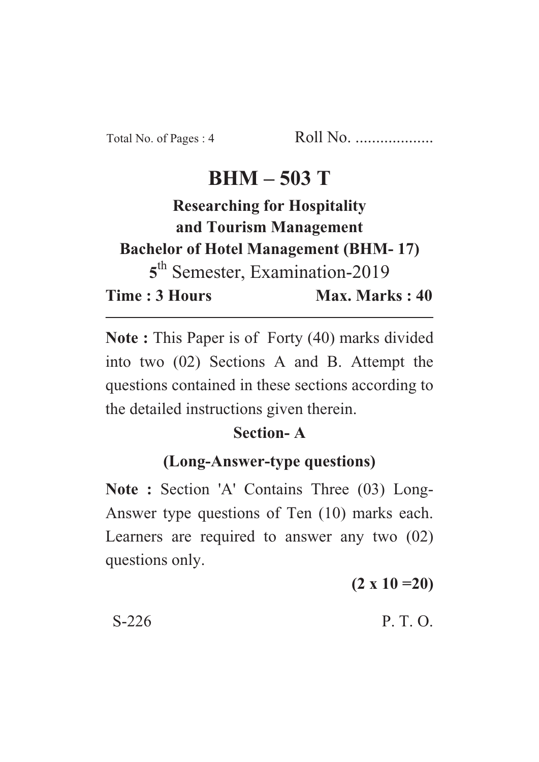Total No. of Pages : 4 Roll No. ...................

# BHM – 503 T

## Researching for Hospitality and Tourism Management

**Bachelor of Hotel Management (BHM- 17)**

5th Semester, Examination-2019

**Time : 3 Hours** **Max. Marks : 40**

---

**Note :** This Paper is of Forty (40) marks divided into two (02) Sections A and B. Attempt the questions contained in these sections according to the detailed instructions given therein.

### Section- A

### (Long-Answer-type questions)

**Note :** Section 'A' Contains Three (03) Long-Answer type questions of Ten (10) marks each. Learners are required to answer any two (02) questions only.

**(2 x 10 =20)**

S-226 P. T. O.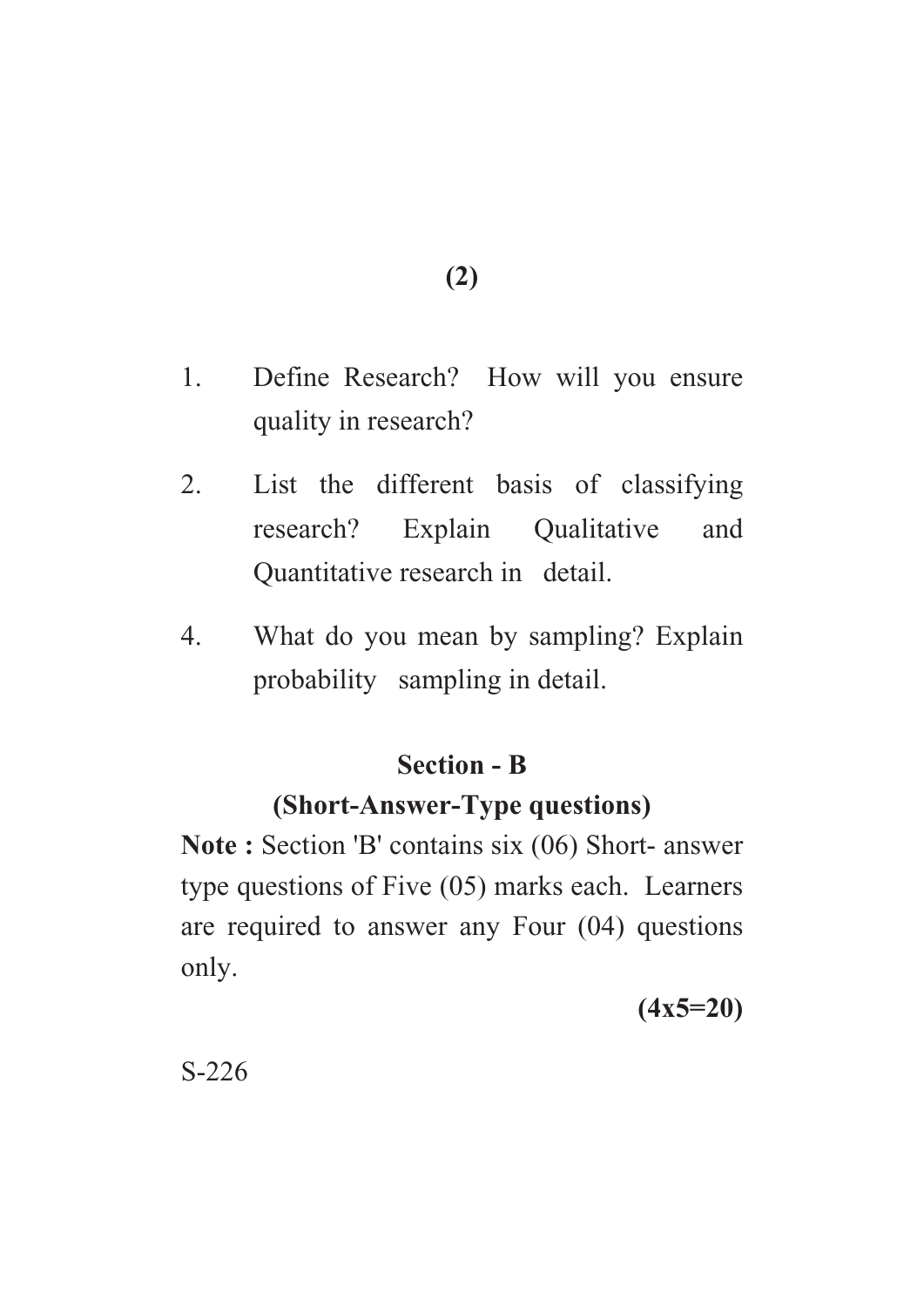1. Define Research? How will you ensure quality in research?

2. List the different basis of classifying research? Explain Qualitative and Quantitative research in detail.

4. What do you mean by sampling? Explain probability sampling in detail.

## Section - B

### (Short-Answer-Type questions)

**Note :** Section 'B' contains six (06) Short- answer type questions of Five (05) marks each. Learners are required to answer any Four (04) questions only.

**(4x5=20)**

S-226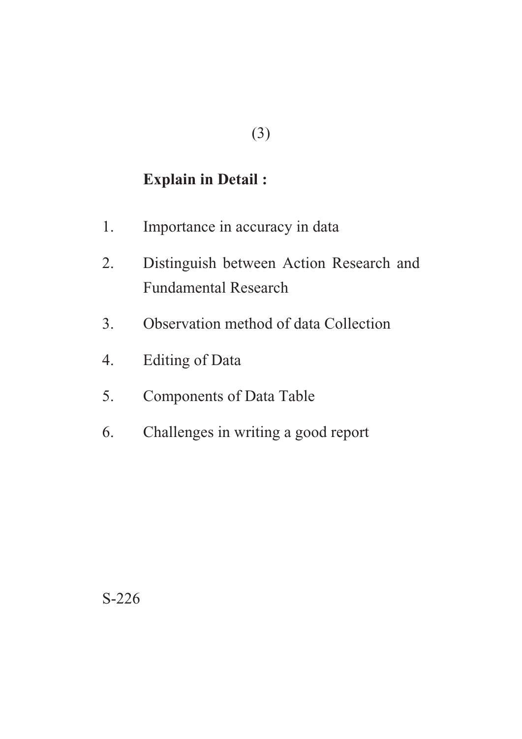**Explain in Detail :**

1. Importance in accuracy in data
2. Distinguish between Action Research and Fundamental Research
3. Observation method of data Collection
4. Editing of Data
5. Components of Data Table
6. Challenges in writing a good report

S-226